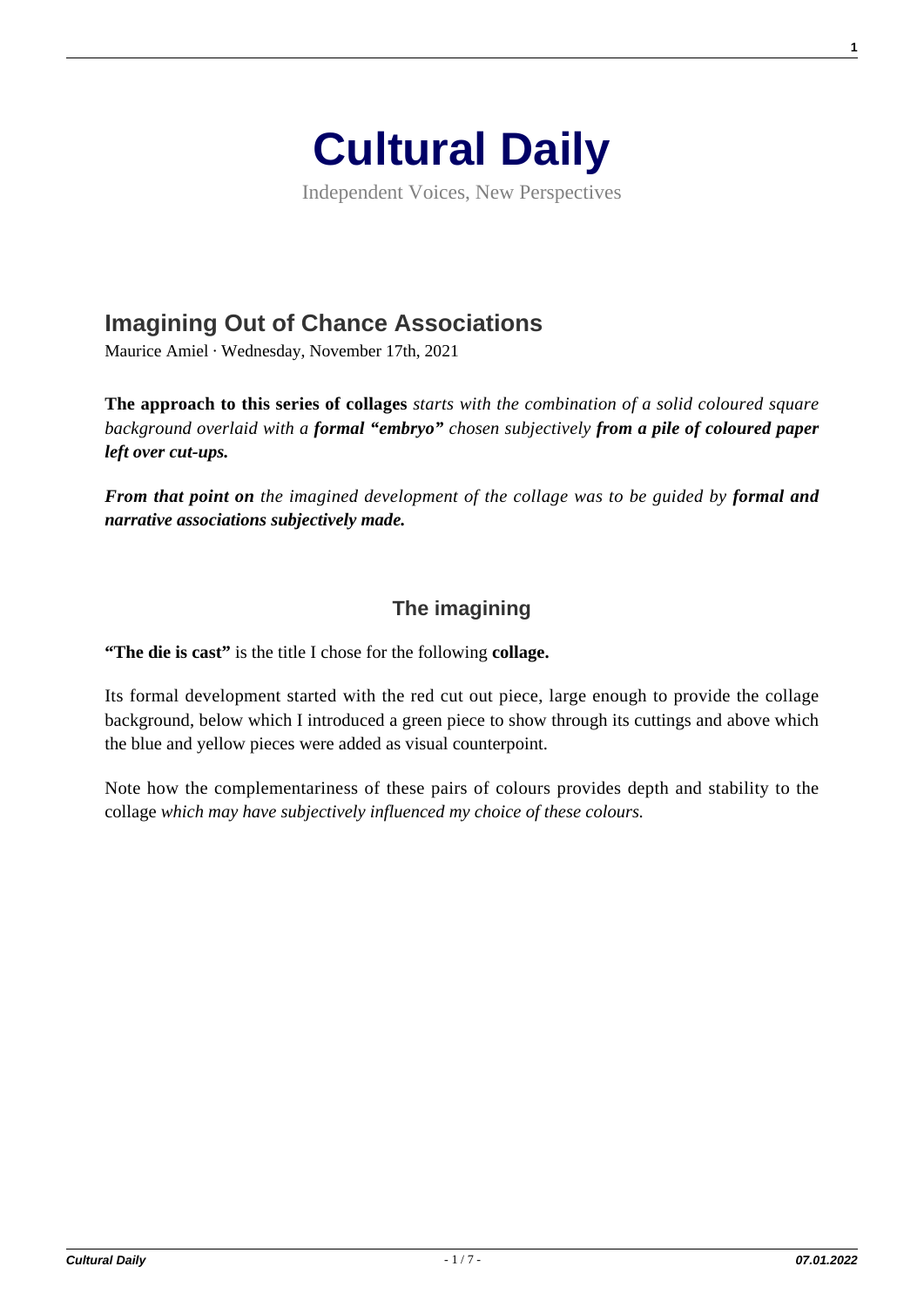# Cultural Daily

Independent Voices, New Perspectives

## Imagining Out of Chance Associations

Maurice Amiel · Wednesday, November 17th, 2021

**The approach to this series of collages** *starts with the combination of a solid coloured square background overlaid with a* ***formal "embryo"*** *chosen subjectively* ***from a pile of coloured paper left over cut-ups.***

***From that point on*** *the imagined development of the collage was to be guided by* ***formal and narrative associations subjectively made.***

### The imagining

**"The die is cast"** is the title I chose for the following **collage.**

Its formal development started with the red cut out piece, large enough to provide the collage background, below which I introduced a green piece to show through its cuttings and above which the blue and yellow pieces were added as visual counterpoint.

Note how the complementariness of these pairs of colours provides depth and stability to the collage *which may have subjectively influenced my choice of these colours.*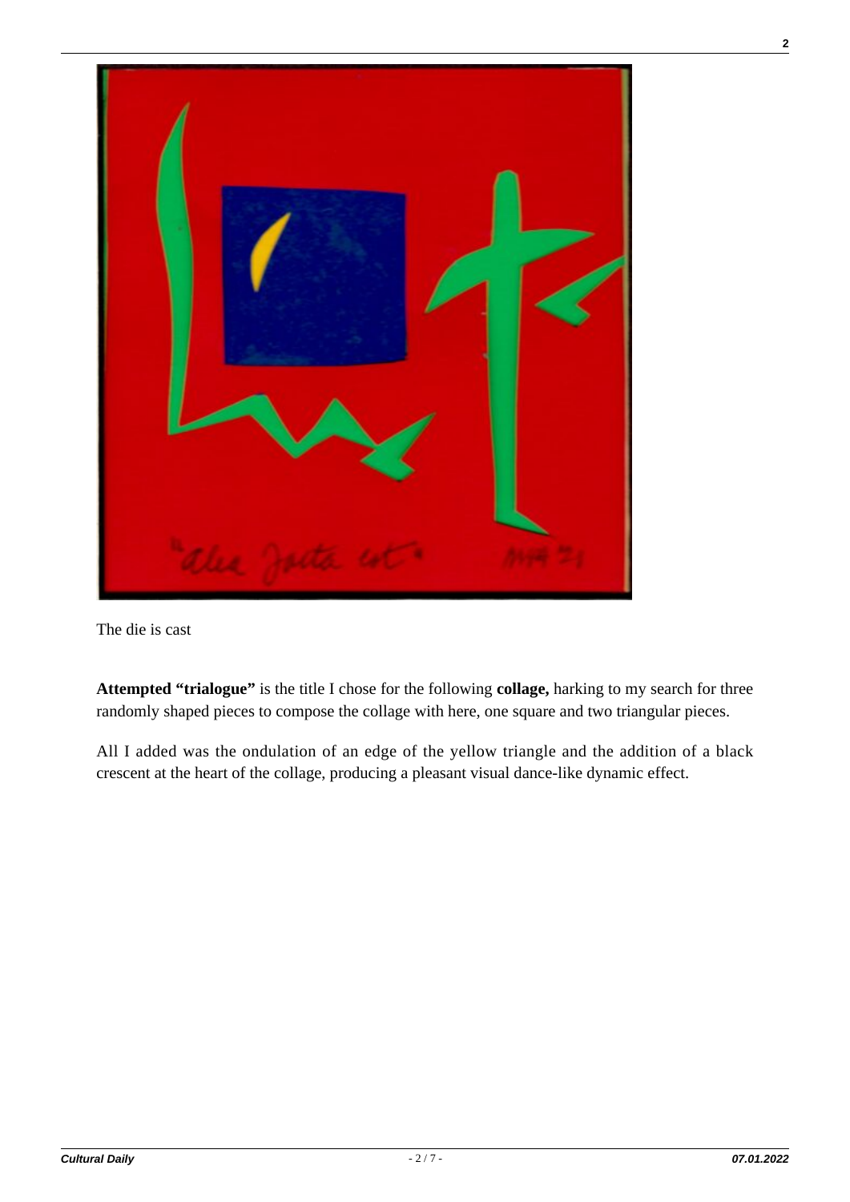The die is cast

**Attempted "trialogue"** is the title I chose for the following **collage,** harking to my search for three randomly shaped pieces to compose the collage with here, one square and two triangular pieces.

All I added was the ondulation of an edge of the yellow triangle and the addition of a black crescent at the heart of the collage, producing a pleasant visual dance-like dynamic effect.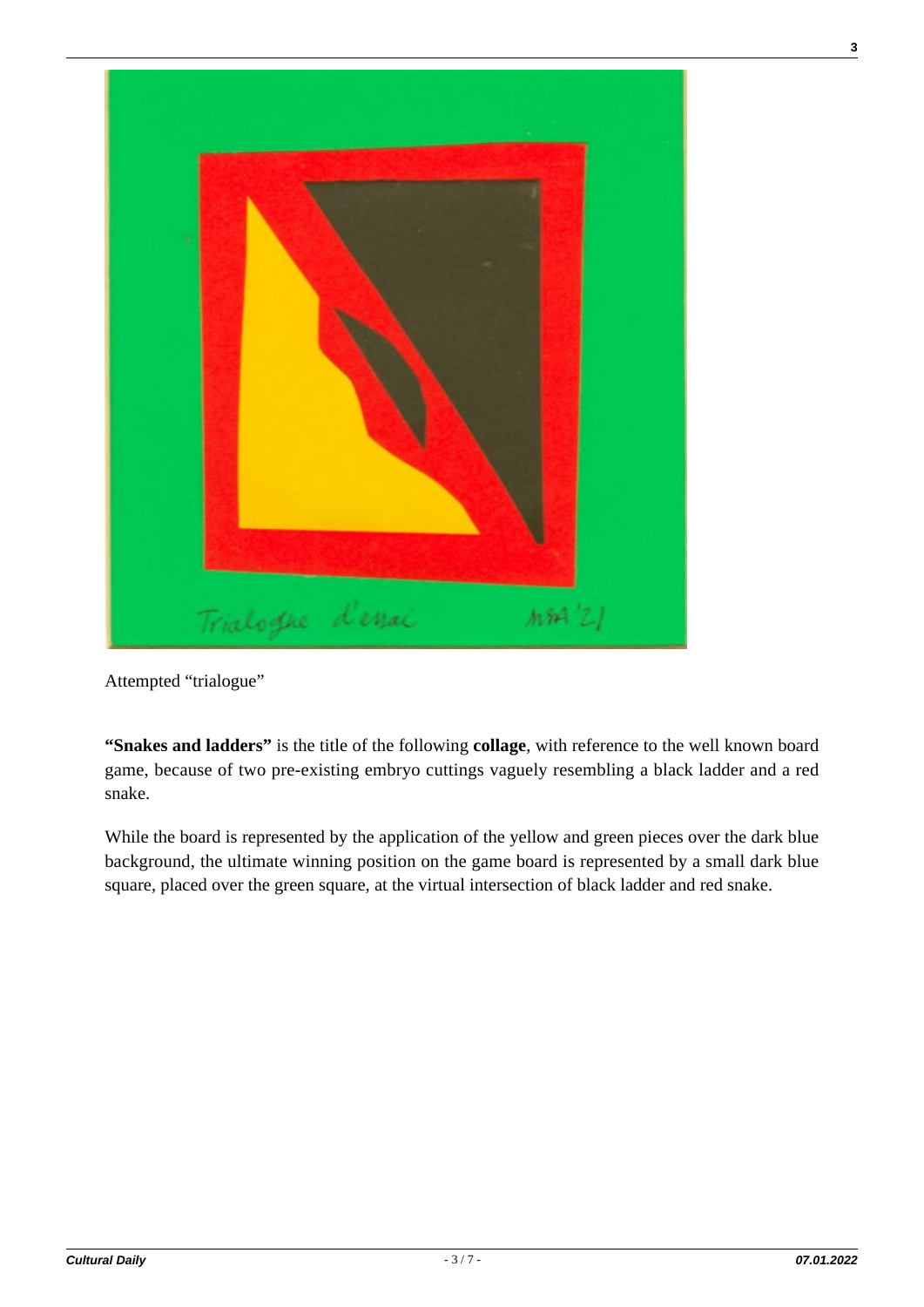Attempted "trialogue"

**"Snakes and ladders"** is the title of the following **collage**, with reference to the well known board game, because of two pre-existing embryo cuttings vaguely resembling a black ladder and a red snake.

While the board is represented by the application of the yellow and green pieces over the dark blue background, the ultimate winning position on the game board is represented by a small dark blue square, placed over the green square, at the virtual intersection of black ladder and red snake.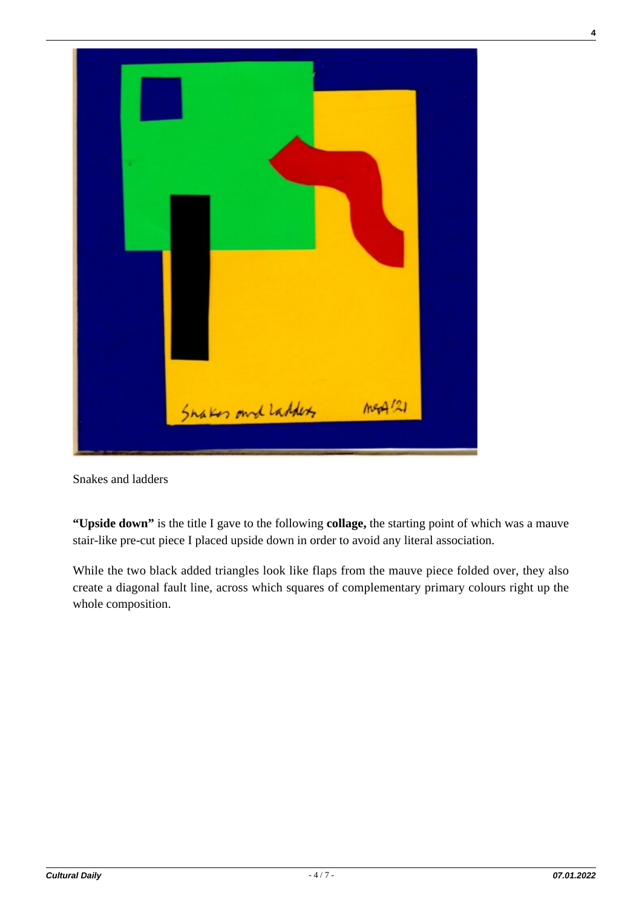Snakes and ladders

**"Upside down"** is the title I gave to the following **collage,** the starting point of which was a mauve stair-like pre-cut piece I placed upside down in order to avoid any literal association.

While the two black added triangles look like flaps from the mauve piece folded over, they also create a diagonal fault line, across which squares of complementary primary colours right up the whole composition.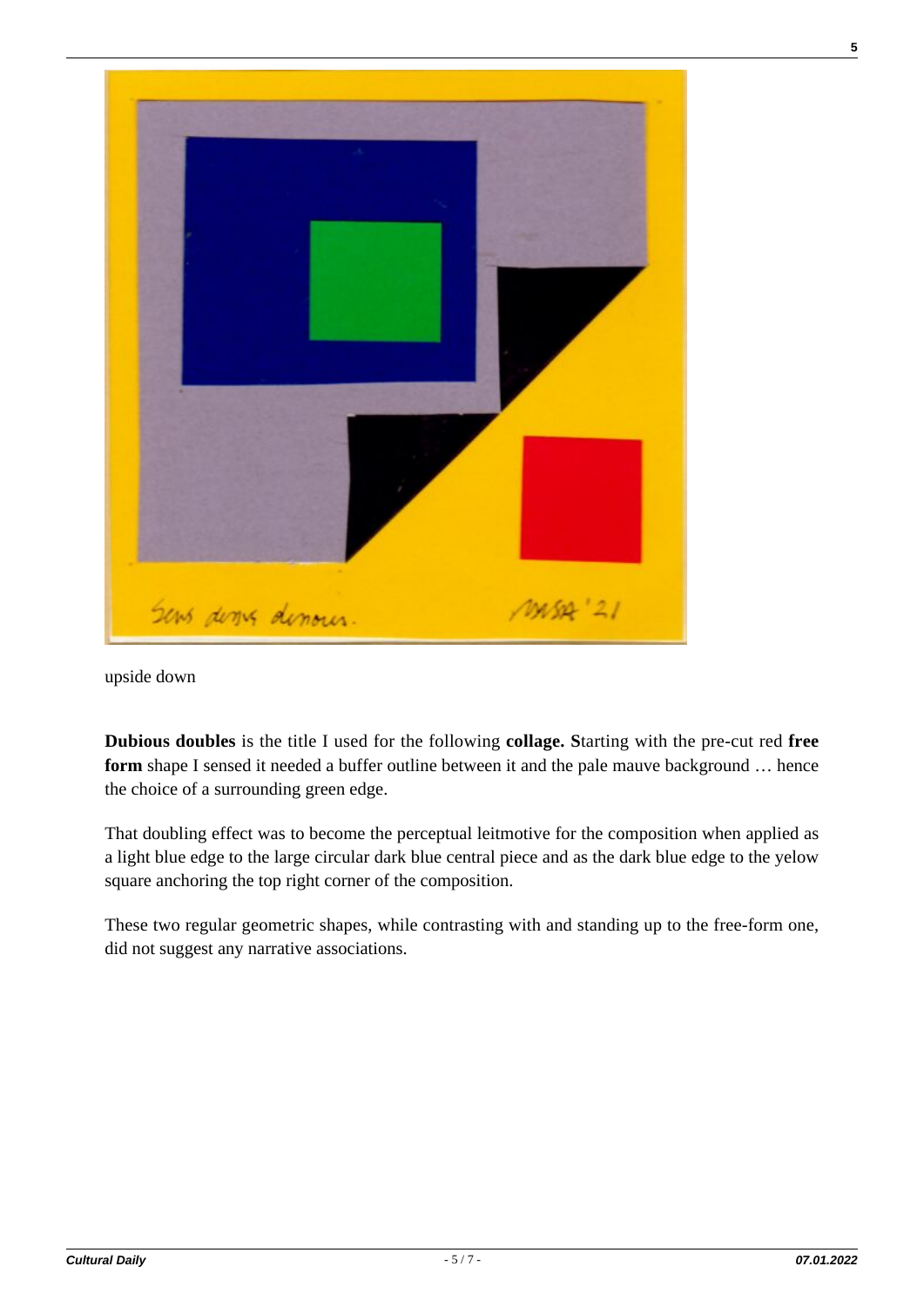upside down

**Dubious doubles** is the title I used for the following **collage. S**tarting with the pre-cut red **free form** shape I sensed it needed a buffer outline between it and the pale mauve background … hence the choice of a surrounding green edge.

That doubling effect was to become the perceptual leitmotive for the composition when applied as a light blue edge to the large circular dark blue central piece and as the dark blue edge to the yelow square anchoring the top right corner of the composition.

These two regular geometric shapes, while contrasting with and standing up to the free-form one, did not suggest any narrative associations.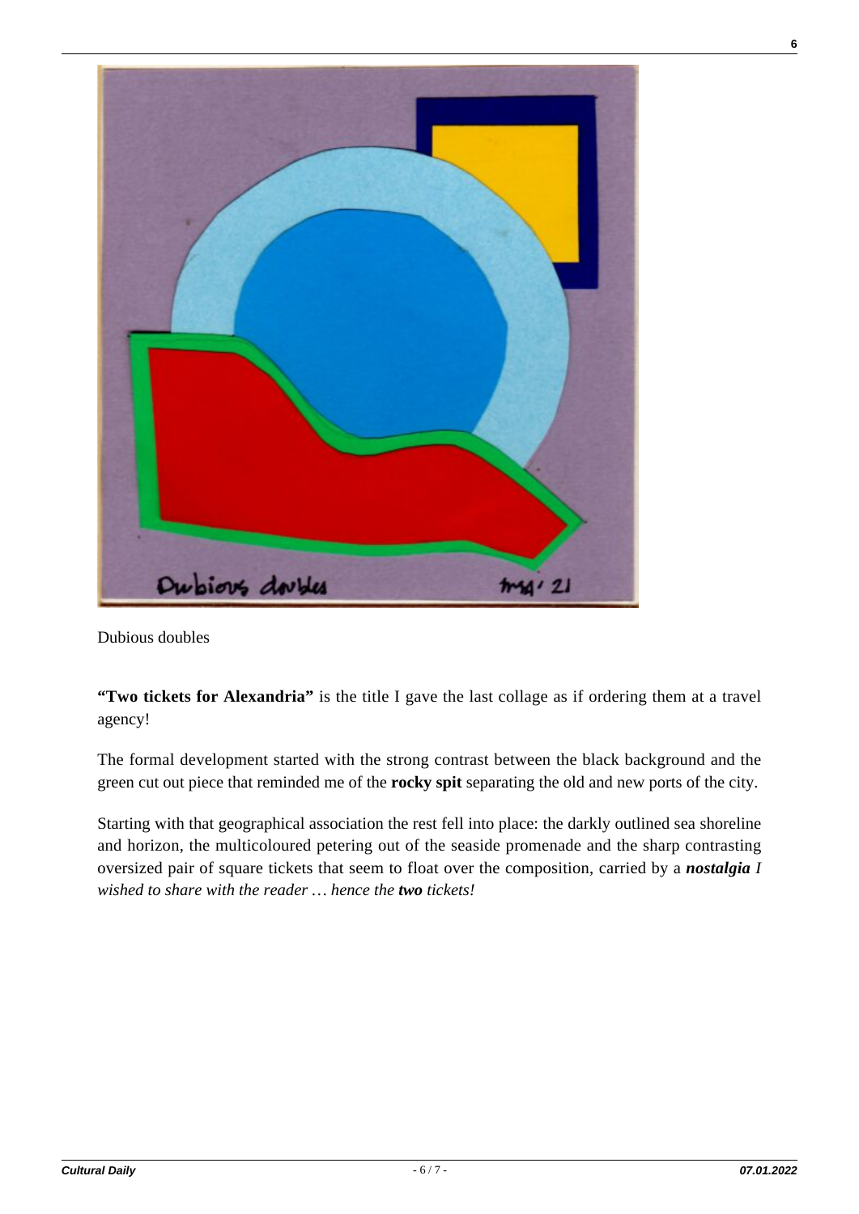Dubious doubles

**"Two tickets for Alexandria"** is the title I gave the last collage as if ordering them at a travel agency!

The formal development started with the strong contrast between the black background and the green cut out piece that reminded me of the **rocky spit** separating the old and new ports of the city.

Starting with that geographical association the rest fell into place: the darkly outlined sea shoreline and horizon, the multicoloured petering out of the seaside promenade and the sharp contrasting oversized pair of square tickets that seem to float over the composition, carried by a ***nostalgia*** *I wished to share with the reader … hence the* ***two*** *tickets!*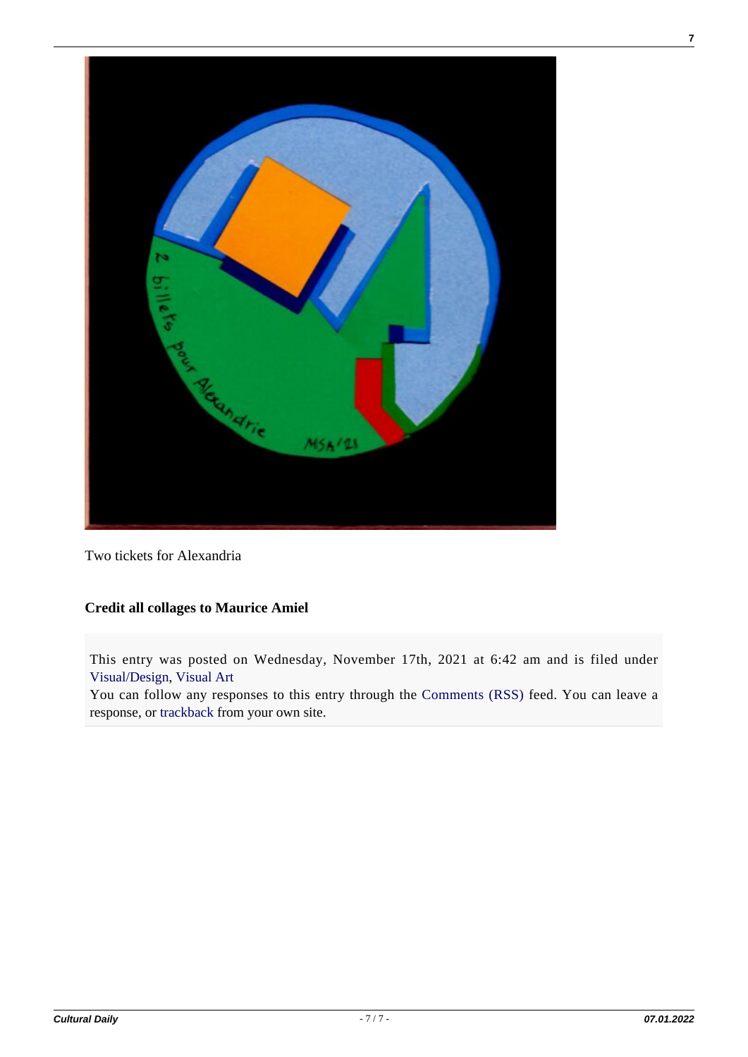Two tickets for Alexandria

**Credit all collages to Maurice Amiel**

This entry was posted on Wednesday, November 17th, 2021 at 6:42 am and is filed under Visual/Design, Visual Art
You can follow any responses to this entry through the Comments (RSS) feed. You can leave a response, or trackback from your own site.